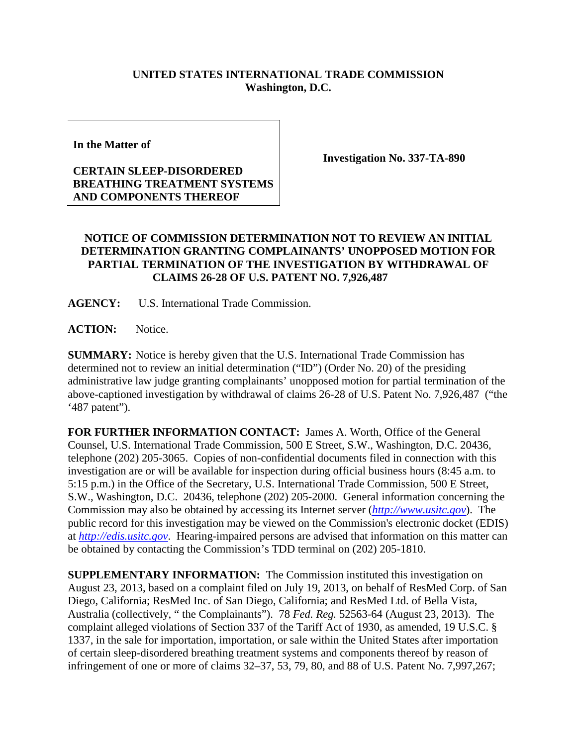**UNITED STATES INTERNATIONAL TRADE COMMISSION**
**Washington, D.C.**

**In the Matter of**

**CERTAIN SLEEP-DISORDERED BREATHING TREATMENT SYSTEMS AND COMPONENTS THEREOF**

**Investigation No. 337-TA-890**

**NOTICE OF COMMISSION DETERMINATION NOT TO REVIEW AN INITIAL DETERMINATION GRANTING COMPLAINANTS' UNOPPOSED MOTION FOR PARTIAL TERMINATION OF THE INVESTIGATION BY WITHDRAWAL OF CLAIMS 26-28 OF U.S. PATENT NO. 7,926,487**

**AGENCY:** U.S. International Trade Commission.

**ACTION:** Notice.

**SUMMARY:** Notice is hereby given that the U.S. International Trade Commission has determined not to review an initial determination ("ID") (Order No. 20) of the presiding administrative law judge granting complainants' unopposed motion for partial termination of the above-captioned investigation by withdrawal of claims 26-28 of U.S. Patent No. 7,926,487 ("the '487 patent").

**FOR FURTHER INFORMATION CONTACT:** James A. Worth, Office of the General Counsel, U.S. International Trade Commission, 500 E Street, S.W., Washington, D.C. 20436, telephone (202) 205-3065. Copies of non-confidential documents filed in connection with this investigation are or will be available for inspection during official business hours (8:45 a.m. to 5:15 p.m.) in the Office of the Secretary, U.S. International Trade Commission, 500 E Street, S.W., Washington, D.C. 20436, telephone (202) 205-2000. General information concerning the Commission may also be obtained by accessing its Internet server (*http://www.usitc.gov*). The public record for this investigation may be viewed on the Commission's electronic docket (EDIS) at *http://edis.usitc.gov*. Hearing-impaired persons are advised that information on this matter can be obtained by contacting the Commission's TDD terminal on (202) 205-1810.

**SUPPLEMENTARY INFORMATION:** The Commission instituted this investigation on August 23, 2013, based on a complaint filed on July 19, 2013, on behalf of ResMed Corp. of San Diego, California; ResMed Inc. of San Diego, California; and ResMed Ltd. of Bella Vista, Australia (collectively, " the Complainants"). 78 *Fed. Reg.* 52563-64 (August 23, 2013). The complaint alleged violations of Section 337 of the Tariff Act of 1930, as amended, 19 U.S.C. § 1337, in the sale for importation, importation, or sale within the United States after importation of certain sleep-disordered breathing treatment systems and components thereof by reason of infringement of one or more of claims 32–37, 53, 79, 80, and 88 of U.S. Patent No. 7,997,267;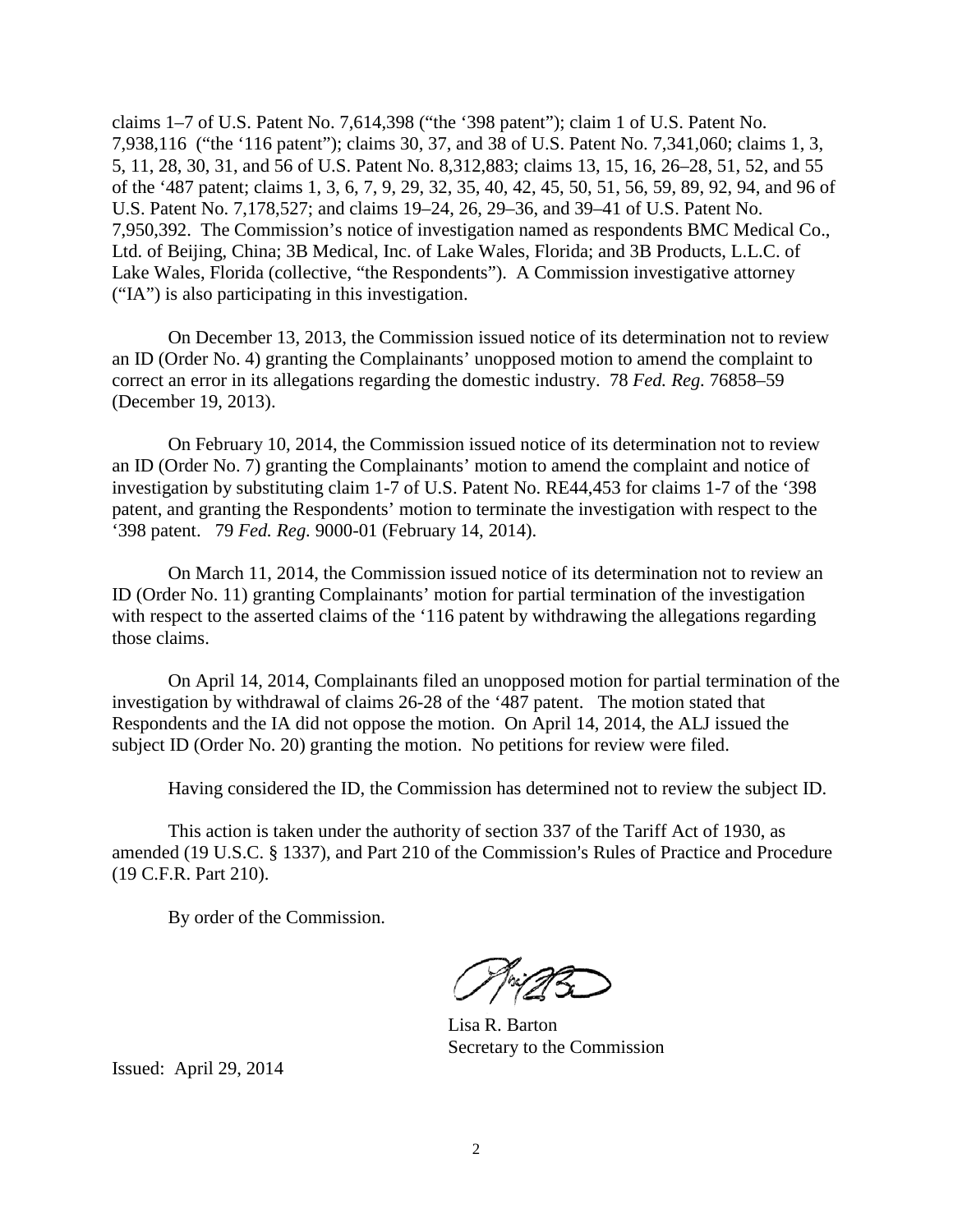claims 1–7 of U.S. Patent No. 7,614,398 ("the '398 patent"); claim 1 of U.S. Patent No. 7,938,116 ("the '116 patent"); claims 30, 37, and 38 of U.S. Patent No. 7,341,060; claims 1, 3, 5, 11, 28, 30, 31, and 56 of U.S. Patent No. 8,312,883; claims 13, 15, 16, 26–28, 51, 52, and 55 of the '487 patent; claims 1, 3, 6, 7, 9, 29, 32, 35, 40, 42, 45, 50, 51, 56, 59, 89, 92, 94, and 96 of U.S. Patent No. 7,178,527; and claims 19–24, 26, 29–36, and 39–41 of U.S. Patent No. 7,950,392. The Commission's notice of investigation named as respondents BMC Medical Co., Ltd. of Beijing, China; 3B Medical, Inc. of Lake Wales, Florida; and 3B Products, L.L.C. of Lake Wales, Florida (collective, "the Respondents"). A Commission investigative attorney ("IA") is also participating in this investigation.

On December 13, 2013, the Commission issued notice of its determination not to review an ID (Order No. 4) granting the Complainants' unopposed motion to amend the complaint to correct an error in its allegations regarding the domestic industry. 78 *Fed. Reg.* 76858–59 (December 19, 2013).

On February 10, 2014, the Commission issued notice of its determination not to review an ID (Order No. 7) granting the Complainants' motion to amend the complaint and notice of investigation by substituting claim 1-7 of U.S. Patent No. RE44,453 for claims 1-7 of the '398 patent, and granting the Respondents' motion to terminate the investigation with respect to the '398 patent. 79 *Fed. Reg.* 9000-01 (February 14, 2014).

On March 11, 2014, the Commission issued notice of its determination not to review an ID (Order No. 11) granting Complainants' motion for partial termination of the investigation with respect to the asserted claims of the '116 patent by withdrawing the allegations regarding those claims.

On April 14, 2014, Complainants filed an unopposed motion for partial termination of the investigation by withdrawal of claims 26-28 of the '487 patent. The motion stated that Respondents and the IA did not oppose the motion. On April 14, 2014, the ALJ issued the subject ID (Order No. 20) granting the motion. No petitions for review were filed.

Having considered the ID, the Commission has determined not to review the subject ID.

This action is taken under the authority of section 337 of the Tariff Act of 1930, as amended (19 U.S.C. § 1337), and Part 210 of the Commission's Rules of Practice and Procedure (19 C.F.R. Part 210).

By order of the Commission.

Lisa R. Barton
Secretary to the Commission

Issued: April 29, 2014